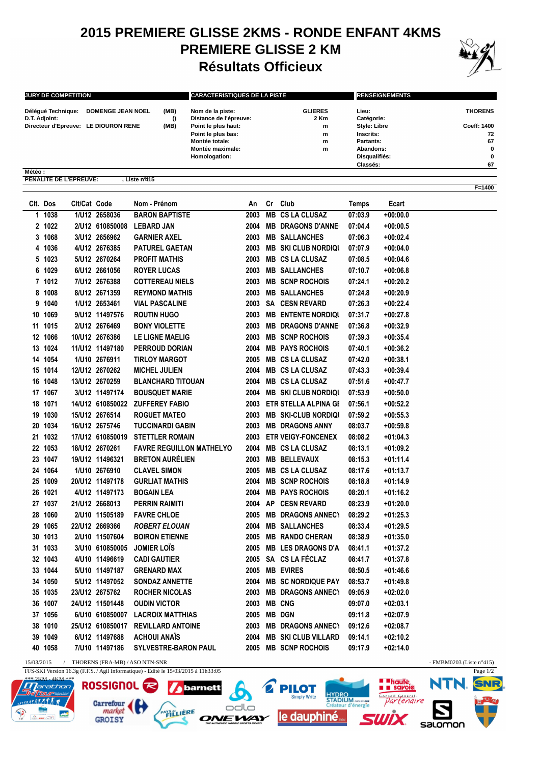# 2015 PREMIERE GLISSE 2KMS - RONDE ENFANT 4KMS

## PREMIERE GLISSE 2 KM

## Résultats Officieux

| JURY DE COMPETITION | | | CARACTERISTIQUES DE LA PISTE | | RENSEIGNEMENTS | |
|---|---|---|---|---|---|---|
| Délégué Technique: | DOMENGE JEAN NOEL | (MB) | Nom de la piste: | GLIERES | Lieu: | THORENS |
| D.T. Adjoint: | | () | Distance de l'épreuve: | 2 Km | Catégorie: | |
| Directeur d'Epreuve: | LE DIOURON RENE | (MB) | Point le plus haut: | m | Style: Libre | Coeff: 1400 |
| | | | Point le plus bas: | m | Inscrits: | 72 |
| | | | Montée totale: | m | Partants: | 67 |
| | | | Montée maximale: | m | Abandons: | 0 |
| | | | Homologation: | | Disqualifiés: | 0 |
| | | | | | Classés: | 67 |

Météo :

PENALITE DE L'EPREUVE: , Liste n°415

F=1400

| Clt. | Dos | Clt/Cat | Code | Nom - Prénom | An | Cr | Club | Temps | Ecart |
|---|---|---|---|---|---|---|---|---|---|
| 1 | 1038 | 1/U12 | 2658036 | BARON BAPTISTE | 2003 | MB | CS LA CLUSAZ | 07:03.9 | +00:00.0 |
| 2 | 1022 | 2/U12 | 610850008 | LEBARD JAN | 2004 | MB | DRAGONS D'ANNE | 07:04.4 | +00:00.5 |
| 3 | 1068 | 3/U12 | 2656962 | GARNIER AXEL | 2003 | MB | SALLANCHES | 07:06.3 | +00:02.4 |
| 4 | 1036 | 4/U12 | 2676385 | PATUREL GAETAN | 2003 | MB | SKI CLUB NORDIQU | 07:07.9 | +00:04.0 |
| 5 | 1023 | 5/U12 | 2670264 | PROFIT MATHIS | 2003 | MB | CS LA CLUSAZ | 07:08.5 | +00:04.6 |
| 6 | 1029 | 6/U12 | 2661056 | ROYER LUCAS | 2003 | MB | SALLANCHES | 07:10.7 | +00:06.8 |
| 7 | 1012 | 7/U12 | 2676388 | COTTEREAU NIELS | 2003 | MB | SCNP ROCHOIS | 07:24.1 | +00:20.2 |
| 8 | 1008 | 8/U12 | 2671359 | REYMOND MATHIS | 2003 | MB | SALLANCHES | 07:24.8 | +00:20.9 |
| 9 | 1040 | 1/U12 | 2653461 | VIAL PASCALINE | 2003 | SA | CESN REVARD | 07:26.3 | +00:22.4 |
| 10 | 1069 | 9/U12 | 11497576 | ROUTIN HUGO | 2003 | MB | ENTENTE NORDIQU | 07:31.7 | +00:27.8 |
| 11 | 1015 | 2/U12 | 2676469 | BONY VIOLETTE | 2003 | MB | DRAGONS D'ANNE | 07:36.8 | +00:32.9 |
| 12 | 1066 | 10/U12 | 2676386 | LE LIGNE MAELIG | 2003 | MB | SCNP ROCHOIS | 07:39.3 | +00:35.4 |
| 13 | 1024 | 11/U12 | 11497180 | PERROUD DORIAN | 2004 | MB | PAYS ROCHOIS | 07:40.1 | +00:36.2 |
| 14 | 1054 | 1/U10 | 2676911 | TIRLOY MARGOT | 2005 | MB | CS LA CLUSAZ | 07:42.0 | +00:38.1 |
| 15 | 1014 | 12/U12 | 2670262 | MICHEL JULIEN | 2004 | MB | CS LA CLUSAZ | 07:43.3 | +00:39.4 |
| 16 | 1048 | 13/U12 | 2670259 | BLANCHARD TITOUAN | 2004 | MB | CS LA CLUSAZ | 07:51.6 | +00:47.7 |
| 17 | 1067 | 3/U12 | 11497174 | BOUSQUET MARIE | 2004 | MB | SKI CLUB NORDIQU | 07:53.9 | +00:50.0 |
| 18 | 1071 | 14/U12 | 610850022 | ZUFFEREY FABIO | 2003 | ETR | STELLA ALPINA GE | 07:56.1 | +00:52.2 |
| 19 | 1030 | 15/U12 | 2676514 | ROGUET MATEO | 2003 | MB | SKI-CLUB NORDIQU | 07:59.2 | +00:55.3 |
| 20 | 1034 | 16/U12 | 2675746 | TUCCINARDI GABIN | 2003 | MB | DRAGONS ANNY | 08:03.7 | +00:59.8 |
| 21 | 1032 | 17/U12 | 610850019 | STETTLER ROMAIN | 2003 | ETR | VEIGY-FONCENEX | 08:08.2 | +01:04.3 |
| 22 | 1053 | 18/U12 | 2670261 | FAVRE REGUILLON MATHELYO | 2004 | MB | CS LA CLUSAZ | 08:13.1 | +01:09.2 |
| 23 | 1047 | 19/U12 | 11496321 | BRETON AURÉLIEN | 2003 | MB | BELLEVAUX | 08:15.3 | +01:11.4 |
| 24 | 1064 | 1/U10 | 2676910 | CLAVEL SIMON | 2005 | MB | CS LA CLUSAZ | 08:17.6 | +01:13.7 |
| 25 | 1009 | 20/U12 | 11497178 | GURLIAT MATHIS | 2004 | MB | SCNP ROCHOIS | 08:18.8 | +01:14.9 |
| 26 | 1021 | 4/U12 | 11497173 | BOGAIN LEA | 2004 | MB | PAYS ROCHOIS | 08:20.1 | +01:16.2 |
| 27 | 1037 | 21/U12 | 2668013 | PERRIN RAIMITI | 2004 | AP | CESN REVARD | 08:23.9 | +01:20.0 |
| 28 | 1060 | 2/U10 | 11505189 | FAVRE CHLOE | 2005 | MB | DRAGONS ANNECY | 08:29.2 | +01:25.3 |
| 29 | 1065 | 22/U12 | 2669366 | *ROBERT ELOUAN* | 2004 | MB | SALLANCHES | 08:33.4 | +01:29.5 |
| 30 | 1013 | 2/U10 | 11507604 | BOIRON ETIENNE | 2005 | MB | RANDO CHERAN | 08:38.9 | +01:35.0 |
| 31 | 1033 | 3/U10 | 610850005 | JOMIER LOÏS | 2005 | MB | LES DRAGONS D'A | 08:41.1 | +01:37.2 |
| 32 | 1043 | 4/U10 | 11496619 | CADI GAUTIER | 2005 | SA | CS LA FÉCLAZ | 08:41.7 | +01:37.8 |
| 33 | 1044 | 5/U10 | 11497187 | GRENARD MAX | 2005 | MB | EVIRES | 08:50.5 | +01:46.6 |
| 34 | 1050 | 5/U12 | 11497052 | SONDAZ ANNETTE | 2004 | MB | SC NORDIQUE PAY | 08:53.7 | +01:49.8 |
| 35 | 1035 | 23/U12 | 2675762 | ROCHER NICOLAS | 2003 | MB | DRAGONS ANNECY | 09:05.9 | +02:02.0 |
| 36 | 1007 | 24/U12 | 11501448 | OUDIN VICTOR | 2003 | MB | CNG | 09:07.0 | +02:03.1 |
| 37 | 1056 | 6/U10 | 610850007 | LACROIX MATTHIAS | 2005 | MB | DGN | 09:11.8 | +02:07.9 |
| 38 | 1010 | 25/U12 | 610850017 | REVILLARD ANTOINE | 2003 | MB | DRAGONS ANNECY | 09:12.6 | +02:08.7 |
| 39 | 1049 | 6/U12 | 11497688 | ACHOUI ANAÏS | 2004 | MB | SKI CLUB VILLARD | 09:14.1 | +02:10.2 |
| 40 | 1058 | 7/U10 | 11497186 | SYLVESTRE-BARON PAUL | 2005 | MB | SCNP ROCHOIS | 09:17.9 | +02:14.0 |

15/03/2015 / THORENS (FRA-MB) / ASO NTN-SNR - FMBM0203 (Liste n°415)

FFS-SKI Version 16.3g (F.F.S. / Agil Informatique) - Edité le 15/03/2015 à 11h33:05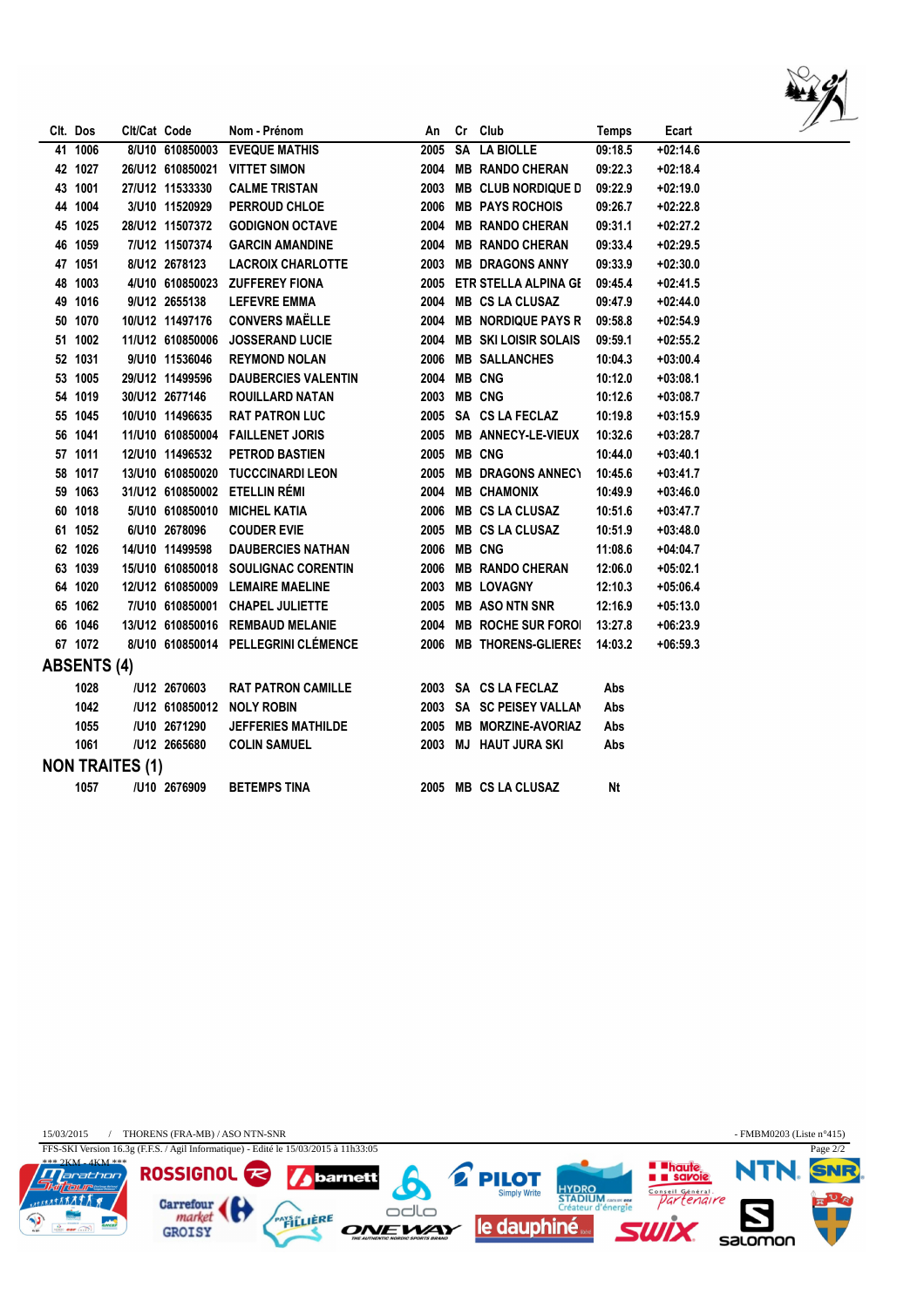| Clt. | Dos | Clt/Cat | Code | Nom - Prénom | An | Cr | Club | Temps | Ecart |
|---|---|---|---|---|---|---|---|---|---|
| 41 | 1006 | 8/U10 | 610850003 | EVEQUE MATHIS | 2005 | SA | LA BIOLLE | 09:18.5 | +02:14.6 |
| 42 | 1027 | 26/U12 | 610850021 | VITTET SIMON | 2004 | MB | RANDO CHERAN | 09:22.3 | +02:18.4 |
| 43 | 1001 | 27/U12 | 11533330 | CALME TRISTAN | 2003 | MB | CLUB NORDIQUE D | 09:22.9 | +02:19.0 |
| 44 | 1004 | 3/U10 | 11520929 | PERROUD CHLOE | 2006 | MB | PAYS ROCHOIS | 09:26.7 | +02:22.8 |
| 45 | 1025 | 28/U12 | 11507372 | GODIGNON OCTAVE | 2004 | MB | RANDO CHERAN | 09:31.1 | +02:27.2 |
| 46 | 1059 | 7/U12 | 11507374 | GARCIN AMANDINE | 2004 | MB | RANDO CHERAN | 09:33.4 | +02:29.5 |
| 47 | 1051 | 8/U12 | 2678123 | LACROIX CHARLOTTE | 2003 | MB | DRAGONS ANNY | 09:33.9 | +02:30.0 |
| 48 | 1003 | 4/U10 | 610850023 | ZUFFEREY FIONA | 2005 | ETR | STELLA ALPINA GE | 09:45.4 | +02:41.5 |
| 49 | 1016 | 9/U12 | 2655138 | LEFEVRE EMMA | 2004 | MB | CS LA CLUSAZ | 09:47.9 | +02:44.0 |
| 50 | 1070 | 10/U12 | 11497176 | CONVERS MAËLLE | 2004 | MB | NORDIQUE PAYS R | 09:58.8 | +02:54.9 |
| 51 | 1002 | 11/U12 | 610850006 | JOSSERAND LUCIE | 2004 | MB | SKI LOISIR SOLAIS | 09:59.1 | +02:55.2 |
| 52 | 1031 | 9/U10 | 11536046 | REYMOND NOLAN | 2006 | MB | SALLANCHES | 10:04.3 | +03:00.4 |
| 53 | 1005 | 29/U12 | 11499596 | DAUBERCIES VALENTIN | 2004 | MB | CNG | 10:12.0 | +03:08.1 |
| 54 | 1019 | 30/U12 | 2677146 | ROUILLARD NATAN | 2003 | MB | CNG | 10:12.6 | +03:08.7 |
| 55 | 1045 | 10/U10 | 11496635 | RAT PATRON LUC | 2005 | SA | CS LA FECLAZ | 10:19.8 | +03:15.9 |
| 56 | 1041 | 11/U10 | 610850004 | FAILLENET JORIS | 2005 | MB | ANNECY-LE-VIEUX | 10:32.6 | +03:28.7 |
| 57 | 1011 | 12/U10 | 11496532 | PETROD BASTIEN | 2005 | MB | CNG | 10:44.0 | +03:40.1 |
| 58 | 1017 | 13/U10 | 610850020 | TUCCCINARDI LEON | 2005 | MB | DRAGONS ANNECY | 10:45.6 | +03:41.7 |
| 59 | 1063 | 31/U12 | 610850002 | ETELLIN RÉMI | 2004 | MB | CHAMONIX | 10:49.9 | +03:46.0 |
| 60 | 1018 | 5/U10 | 610850010 | MICHEL KATIA | 2006 | MB | CS LA CLUSAZ | 10:51.6 | +03:47.7 |
| 61 | 1052 | 6/U10 | 2678096 | COUDER EVIE | 2005 | MB | CS LA CLUSAZ | 10:51.9 | +03:48.0 |
| 62 | 1026 | 14/U10 | 11499598 | DAUBERCIES NATHAN | 2006 | MB | CNG | 11:08.6 | +04:04.7 |
| 63 | 1039 | 15/U10 | 610850018 | SOULIGNAC CORENTIN | 2006 | MB | RANDO CHERAN | 12:06.0 | +05:02.1 |
| 64 | 1020 | 12/U12 | 610850009 | LEMAIRE MAELINE | 2003 | MB | LOVAGNY | 12:10.3 | +05:06.4 |
| 65 | 1062 | 7/U10 | 610850001 | CHAPEL JULIETTE | 2005 | MB | ASO NTN SNR | 12:16.9 | +05:13.0 |
| 66 | 1046 | 13/U12 | 610850016 | REMBAUD MELANIE | 2004 | MB | ROCHE SUR FOROI | 13:27.8 | +06:23.9 |
| 67 | 1072 | 8/U10 | 610850014 | PELLEGRINI CLÉMENCE | 2006 | MB | THORENS-GLIERES | 14:03.2 | +06:59.3 |

## ABSENTS (4)

| Clt. | Dos | Clt/Cat | Code | Nom - Prénom | An | Cr | Club | Temps | Ecart |
|---|---|---|---|---|---|---|---|---|---|
| | 1028 | /U12 | 2670603 | RAT PATRON CAMILLE | 2003 | SA | CS LA FECLAZ | Abs | |
| | 1042 | /U12 | 610850012 | NOLY ROBIN | 2003 | SA | SC PEISEY VALLAN | Abs | |
| | 1055 | /U10 | 2671290 | JEFFERIES MATHILDE | 2005 | MB | MORZINE-AVORIAZ | Abs | |
| | 1061 | /U12 | 2665680 | COLIN SAMUEL | 2003 | MJ | HAUT JURA SKI | Abs | |

## NON TRAITES (1)

| Clt. | Dos | Clt/Cat | Code | Nom - Prénom | An | Cr | Club | Temps | Ecart |
|---|---|---|---|---|---|---|---|---|---|
| | 1057 | /U10 | 2676909 | BETEMPS TINA | 2005 | MB | CS LA CLUSAZ | Nt | |

15/03/2015 / THORENS (FRA-MB) / ASO NTN-SNR - FMBM0203 (Liste n°415)

FFS-SKI Version 16.3g (F.F.S. / Agil Informatique) - Edité le 15/03/2015 à 11h33:05